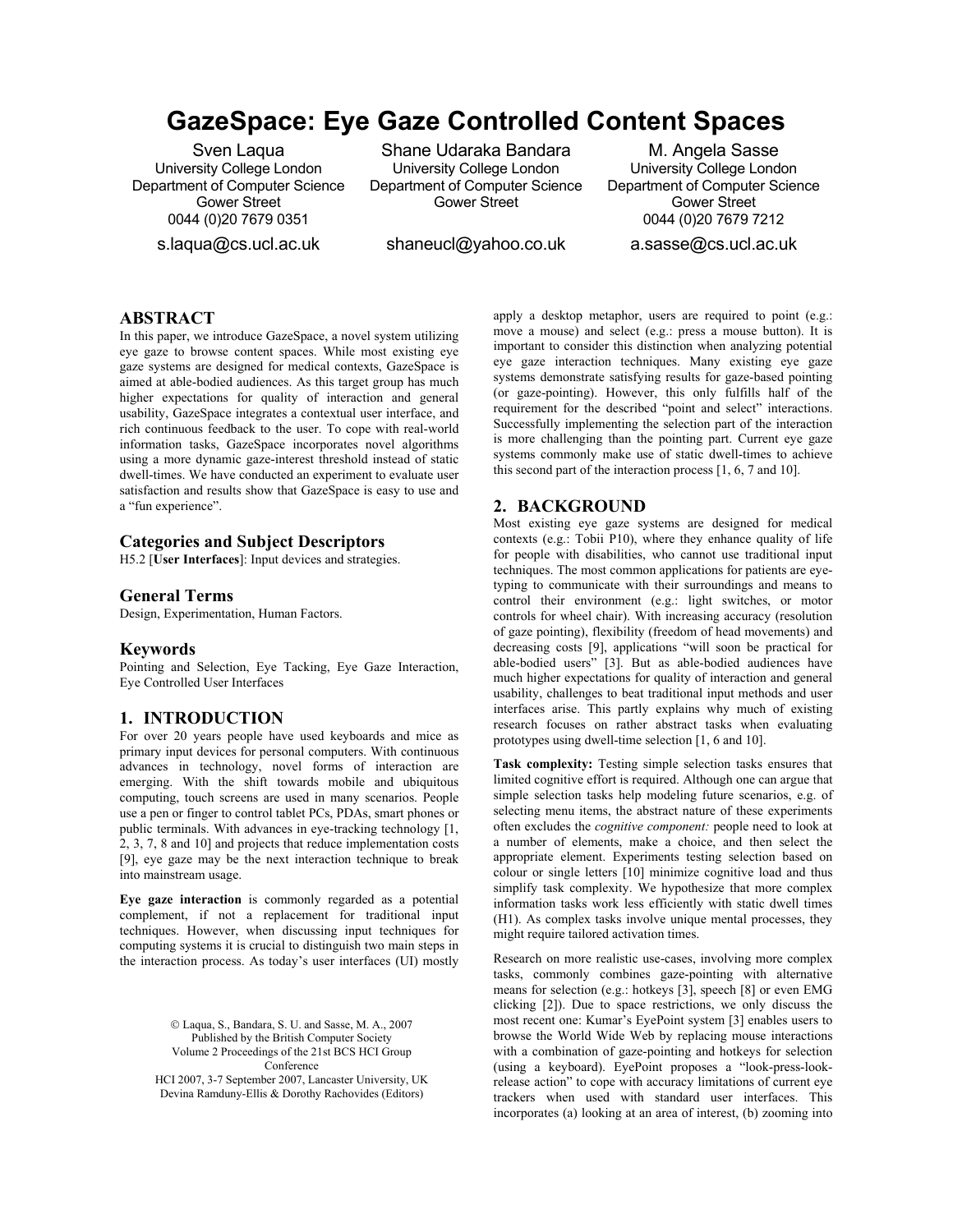# GazeSpace: Eye Gaze Controlled Content Spaces

Sven Laqua
University College London
Department of Computer Science
Gower Street
0044 (0)20 7679 0351
s.laqua@cs.ucl.ac.uk

Shane Udaraka Bandara
University College London
Department of Computer Science
Gower Street
shaneucl@yahoo.co.uk

M. Angela Sasse
University College London
Department of Computer Science
Gower Street
0044 (0)20 7679 7212
a.sasse@cs.ucl.ac.uk

## ABSTRACT

In this paper, we introduce GazeSpace, a novel system utilizing eye gaze to browse content spaces. While most existing eye gaze systems are designed for medical contexts, GazeSpace is aimed at able-bodied audiences. As this target group has much higher expectations for quality of interaction and general usability, GazeSpace integrates a contextual user interface, and rich continuous feedback to the user. To cope with real-world information tasks, GazeSpace incorporates novel algorithms using a more dynamic gaze-interest threshold instead of static dwell-times. We have conducted an experiment to evaluate user satisfaction and results show that GazeSpace is easy to use and a "fun experience".

### Categories and Subject Descriptors

H5.2 [**User Interfaces**]: Input devices and strategies.

### General Terms

Design, Experimentation, Human Factors.

### Keywords

Pointing and Selection, Eye Tacking, Eye Gaze Interaction, Eye Controlled User Interfaces

## 1. INTRODUCTION

For over 20 years people have used keyboards and mice as primary input devices for personal computers. With continuous advances in technology, novel forms of interaction are emerging. With the shift towards mobile and ubiquitous computing, touch screens are used in many scenarios. People use a pen or finger to control tablet PCs, PDAs, smart phones or public terminals. With advances in eye-tracking technology [1, 2, 3, 7, 8 and 10] and projects that reduce implementation costs [9], eye gaze may be the next interaction technique to break into mainstream usage.

**Eye gaze interaction** is commonly regarded as a potential complement, if not a replacement for traditional input techniques. However, when discussing input techniques for computing systems it is crucial to distinguish two main steps in the interaction process. As today's user interfaces (UI) mostly apply a desktop metaphor, users are required to point (e.g.: move a mouse) and select (e.g.: press a mouse button). It is important to consider this distinction when analyzing potential eye gaze interaction techniques. Many existing eye gaze systems demonstrate satisfying results for gaze-based pointing (or gaze-pointing). However, this only fulfills half of the requirement for the described "point and select" interactions. Successfully implementing the selection part of the interaction is more challenging than the pointing part. Current eye gaze systems commonly make use of static dwell-times to achieve this second part of the interaction process [1, 6, 7 and 10].

© Laqua, S., Bandara, S. U. and Sasse, M. A., 2007
Published by the British Computer Society
Volume 2 Proceedings of the 21st BCS HCI Group Conference
HCI 2007, 3-7 September 2007, Lancaster University, UK
Devina Ramduny-Ellis & Dorothy Rachovides (Editors)

## 2. BACKGROUND

Most existing eye gaze systems are designed for medical contexts (e.g.: Tobii P10), where they enhance quality of life for people with disabilities, who cannot use traditional input techniques. The most common applications for patients are eye-typing to communicate with their surroundings and means to control their environment (e.g.: light switches, or motor controls for wheel chair). With increasing accuracy (resolution of gaze pointing), flexibility (freedom of head movements) and decreasing costs [9], applications "will soon be practical for able-bodied users" [3]. But as able-bodied audiences have much higher expectations for quality of interaction and general usability, challenges to beat traditional input methods and user interfaces arise. This partly explains why much of existing research focuses on rather abstract tasks when evaluating prototypes using dwell-time selection [1, 6 and 10].

**Task complexity:** Testing simple selection tasks ensures that limited cognitive effort is required. Although one can argue that simple selection tasks help modeling future scenarios, e.g. of selecting menu items, the abstract nature of these experiments often excludes the *cognitive component:* people need to look at a number of elements, make a choice, and then select the appropriate element. Experiments testing selection based on colour or single letters [10] minimize cognitive load and thus simplify task complexity. We hypothesize that more complex information tasks work less efficiently with static dwell times (H1). As complex tasks involve unique mental processes, they might require tailored activation times.

Research on more realistic use-cases, involving more complex tasks, commonly combines gaze-pointing with alternative means for selection (e.g.: hotkeys [3], speech [8] or even EMG clicking [2]). Due to space restrictions, we only discuss the most recent one: Kumar's EyePoint system [3] enables users to browse the World Wide Web by replacing mouse interactions with a combination of gaze-pointing and hotkeys for selection (using a keyboard). EyePoint proposes a "look-press-look-release action" to cope with accuracy limitations of current eye trackers when used with standard user interfaces. This incorporates (a) looking at an area of interest, (b) zooming into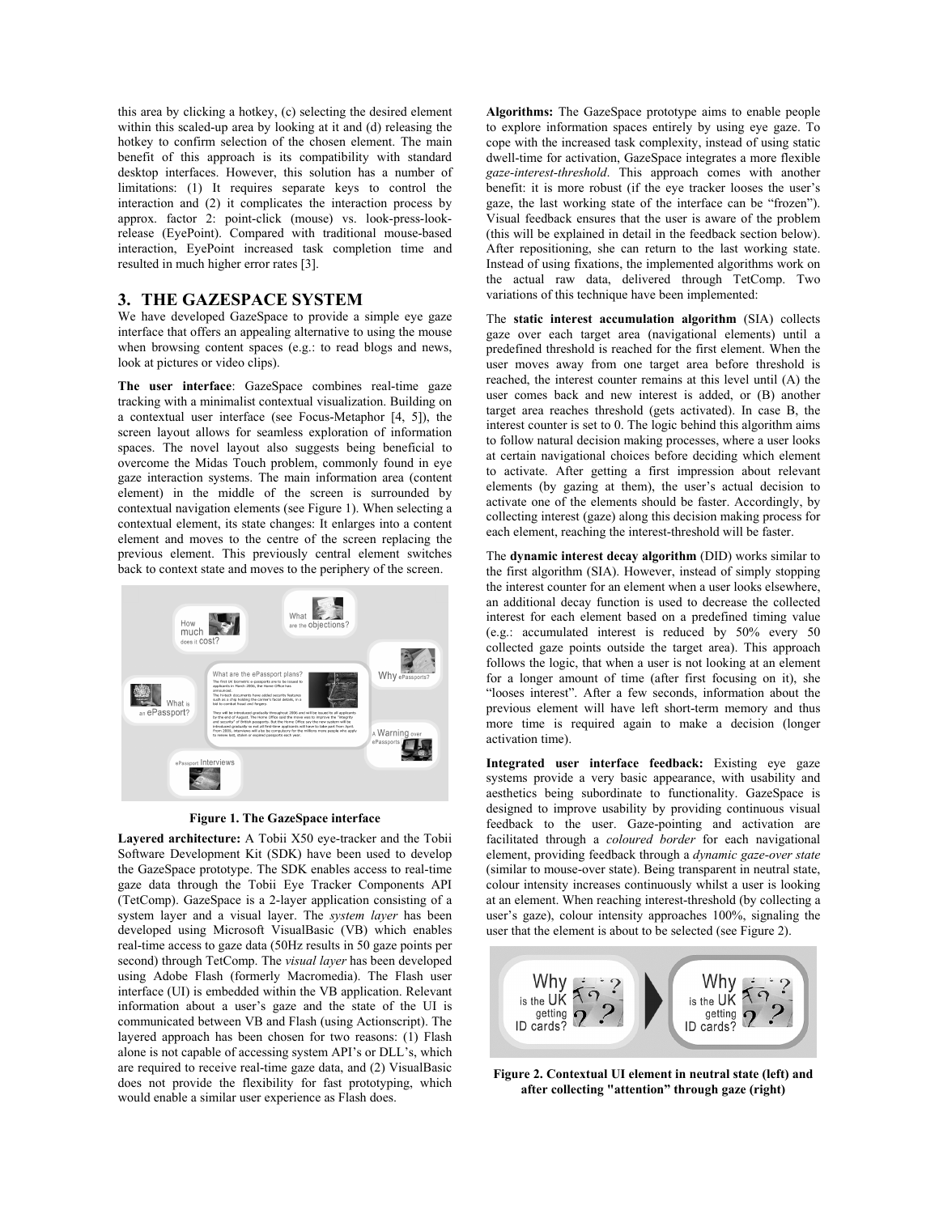this area by clicking a hotkey, (c) selecting the desired element within this scaled-up area by looking at it and (d) releasing the hotkey to confirm selection of the chosen element. The main benefit of this approach is its compatibility with standard desktop interfaces. However, this solution has a number of limitations: (1) It requires separate keys to control the interaction and (2) it complicates the interaction process by approx. factor 2: point-click (mouse) vs. look-press-look-release (EyePoint). Compared with traditional mouse-based interaction, EyePoint increased task completion time and resulted in much higher error rates [3].

## 3. THE GAZESPACE SYSTEM

We have developed GazeSpace to provide a simple eye gaze interface that offers an appealing alternative to using the mouse when browsing content spaces (e.g.: to read blogs and news, look at pictures or video clips).

**The user interface**: GazeSpace combines real-time gaze tracking with a minimalist contextual visualization. Building on a contextual user interface (see Focus-Metaphor [4, 5]), the screen layout allows for seamless exploration of information spaces. The novel layout also suggests being beneficial to overcome the Midas Touch problem, commonly found in eye gaze interaction systems. The main information area (content element) in the middle of the screen is surrounded by contextual navigation elements (see Figure 1). When selecting a contextual element, its state changes: It enlarges into a content element and moves to the centre of the screen replacing the previous element. This previously central element switches back to context state and moves to the periphery of the screen.

**Figure 1. The GazeSpace interface**

**Layered architecture:** A Tobii X50 eye-tracker and the Tobii Software Development Kit (SDK) have been used to develop the GazeSpace prototype. The SDK enables access to real-time gaze data through the Tobii Eye Tracker Components API (TetComp). GazeSpace is a 2-layer application consisting of a system layer and a visual layer. The *system layer* has been developed using Microsoft VisualBasic (VB) which enables real-time access to gaze data (50Hz results in 50 gaze points per second) through TetComp. The *visual layer* has been developed using Adobe Flash (formerly Macromedia). The Flash user interface (UI) is embedded within the VB application. Relevant information about a user's gaze and the state of the UI is communicated between VB and Flash (using Actionscript). The layered approach has been chosen for two reasons: (1) Flash alone is not capable of accessing system API's or DLL's, which are required to receive real-time gaze data, and (2) VisualBasic does not provide the flexibility for fast prototyping, which would enable a similar user experience as Flash does.

**Algorithms:** The GazeSpace prototype aims to enable people to explore information spaces entirely by using eye gaze. To cope with the increased task complexity, instead of using static dwell-time for activation, GazeSpace integrates a more flexible *gaze-interest-threshold*. This approach comes with another benefit: it is more robust (if the eye tracker looses the user's gaze, the last working state of the interface can be "frozen"). Visual feedback ensures that the user is aware of the problem (this will be explained in detail in the feedback section below). After repositioning, she can return to the last working state. Instead of using fixations, the implemented algorithms work on the actual raw data, delivered through TetComp. Two variations of this technique have been implemented:

The **static interest accumulation algorithm** (SIA) collects gaze over each target area (navigational elements) until a predefined threshold is reached for the first element. When the user moves away from one target area before threshold is reached, the interest counter remains at this level until (A) the user comes back and new interest is added, or (B) another target area reaches threshold (gets activated). In case B, the interest counter is set to 0. The logic behind this algorithm aims to follow natural decision making processes, where a user looks at certain navigational choices before deciding which element to activate. After getting a first impression about relevant elements (by gazing at them), the user's actual decision to activate one of the elements should be faster. Accordingly, by collecting interest (gaze) along this decision making process for each element, reaching the interest-threshold will be faster.

The **dynamic interest decay algorithm** (DID) works similar to the first algorithm (SIA). However, instead of simply stopping the interest counter for an element when a user looks elsewhere, an additional decay function is used to decrease the collected interest for each element based on a predefined timing value (e.g.: accumulated interest is reduced by 50% every 50 collected gaze points outside the target area). This approach follows the logic, that when a user is not looking at an element for a longer amount of time (after first focusing on it), she "looses interest". After a few seconds, information about the previous element will have left short-term memory and thus more time is required again to make a decision (longer activation time).

**Integrated user interface feedback:** Existing eye gaze systems provide a very basic appearance, with usability and aesthetics being subordinate to functionality. GazeSpace is designed to improve usability by providing continuous visual feedback to the user. Gaze-pointing and activation are facilitated through a *coloured border* for each navigational element, providing feedback through a *dynamic gaze-over state* (similar to mouse-over state). Being transparent in neutral state, colour intensity increases continuously whilst a user is looking at an element. When reaching interest-threshold (by collecting a user's gaze), colour intensity approaches 100%, signaling the user that the element is about to be selected (see Figure 2).

**Figure 2. Contextual UI element in neutral state (left) and after collecting "attention" through gaze (right)**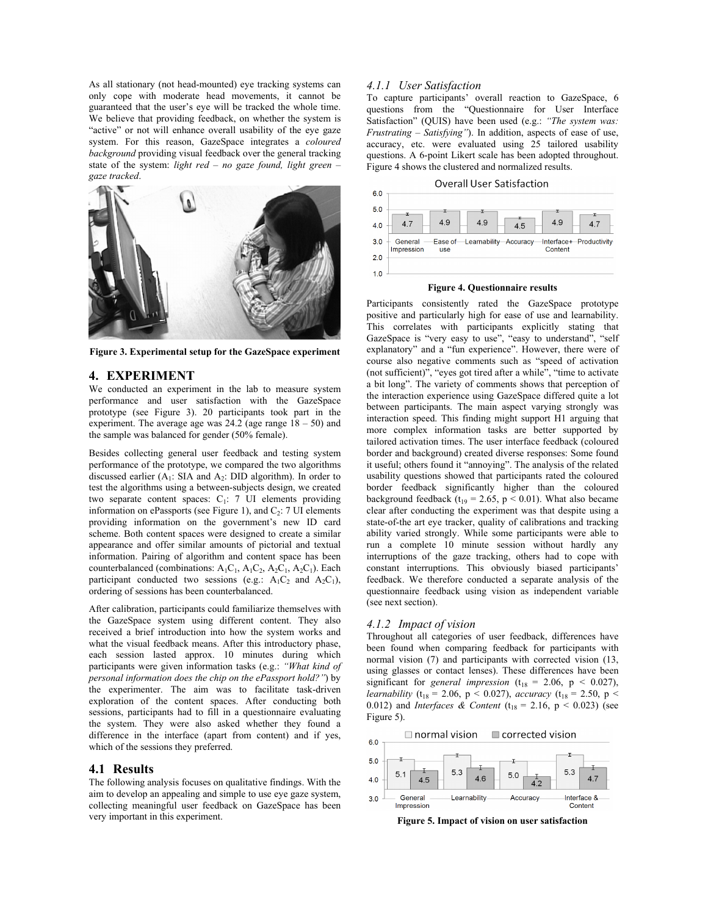As all stationary (not head-mounted) eye tracking systems can only cope with moderate head movements, it cannot be guaranteed that the user's eye will be tracked the whole time. We believe that providing feedback, on whether the system is "active" or not will enhance overall usability of the eye gaze system. For this reason, GazeSpace integrates a *coloured background* providing visual feedback over the general tracking state of the system: *light red – no gaze found, light green – gaze tracked*.

**Figure 3. Experimental setup for the GazeSpace experiment**

## 4. EXPERIMENT

We conducted an experiment in the lab to measure system performance and user satisfaction with the GazeSpace prototype (see Figure 3). 20 participants took part in the experiment. The average age was 24.2 (age range 18 – 50) and the sample was balanced for gender (50% female).

Besides collecting general user feedback and testing system performance of the prototype, we compared the two algorithms discussed earlier ($A_1$: SIA and $A_2$: DID algorithm). In order to test the algorithms using a between-subjects design, we created two separate content spaces: $C_1$: 7 UI elements providing information on ePassports (see Figure 1), and $C_2$: 7 UI elements providing information on the government's new ID card scheme. Both content spaces were designed to create a similar appearance and offer similar amounts of pictorial and textual information. Pairing of algorithm and content space has been counterbalanced (combinations: $A_1C_1$, $A_1C_2$, $A_2C_1$, $A_2C_1$). Each participant conducted two sessions (e.g.: $A_1C_2$ and $A_2C_1$), ordering of sessions has been counterbalanced.

After calibration, participants could familiarize themselves with the GazeSpace system using different content. They also received a brief introduction into how the system works and what the visual feedback means. After this introductory phase, each session lasted approx. 10 minutes during which participants were given information tasks (e.g.: *"What kind of personal information does the chip on the ePassport hold?"*) by the experimenter. The aim was to facilitate task-driven exploration of the content spaces. After conducting both sessions, participants had to fill in a questionnaire evaluating the system. They were also asked whether they found a difference in the interface (apart from content) and if yes, which of the sessions they preferred.

### 4.1 Results

The following analysis focuses on qualitative findings. With the aim to develop an appealing and simple to use eye gaze system, collecting meaningful user feedback on GazeSpace has been very important in this experiment.

#### 4.1.1 User Satisfaction

To capture participants' overall reaction to GazeSpace, 6 questions from the "Questionnaire for User Interface Satisfaction" (QUIS) have been used (e.g.: *"The system was: Frustrating – Satisfying"*). In addition, aspects of ease of use, accuracy, etc. were evaluated using 25 tailored usability questions. A 6-point Likert scale has been adopted throughout. Figure 4 shows the clustered and normalized results.

Overall User Satisfaction

| General Impression | Ease of use | Learnability | Accuracy | Interface+ Content | Productivity |
|---|---|---|---|---|---|
| 4.7 | 4.9 | 4.9 | 4.5 | 4.9 | 4.7 |

**Figure 4. Questionnaire results**

Participants consistently rated the GazeSpace prototype positive and particularly high for ease of use and learnability. This correlates with participants explicitly stating that GazeSpace is "very easy to use", "easy to understand", "self explanatory" and a "fun experience". However, there were of course also negative comments such as "speed of activation (not sufficient)", "eyes got tired after a while", "time to activate a bit long". The variety of comments shows that perception of the interaction experience using GazeSpace differed quite a lot between participants. The main aspect varying strongly was interaction speed. This finding might support H1 arguing that more complex information tasks are better supported by tailored activation times. The user interface feedback (coloured border and background) created diverse responses: Some found it useful; others found it "annoying". The analysis of the related usability questions showed that participants rated the coloured border feedback significantly higher than the coloured background feedback ($t_{19} = 2.65$, $p < 0.01$). What also became clear after conducting the experiment was that despite using a state-of-the art eye tracker, quality of calibrations and tracking ability varied strongly. While some participants were able to run a complete 10 minute session without hardly any interruptions of the gaze tracking, others had to cope with constant interruptions. This obviously biased participants' feedback. We therefore conducted a separate analysis of the questionnaire feedback using vision as independent variable (see next section).

#### 4.1.2 Impact of vision

Throughout all categories of user feedback, differences have been found when comparing feedback for participants with normal vision (7) and participants with corrected vision (13, using glasses or contact lenses). These differences have been significant for *general impression* ($t_{18} = 2.06$, $p < 0.027$), *learnability* ($t_{18} = 2.06$, $p < 0.027$), *accuracy* ($t_{18} = 2.50$, $p < 0.012$) and *Interfaces & Content* ($t_{18} = 2.16$, $p < 0.023$) (see Figure 5).

| | General Impression | Learnability | Accuracy | Interface & Content |
|---|---|---|---|---|
| normal vision | 5.1 | 5.3 | 5.0 | 5.3 |
| corrected vision | 4.5 | 4.6 | 4.2 | 4.7 |

**Figure 5. Impact of vision on user satisfaction**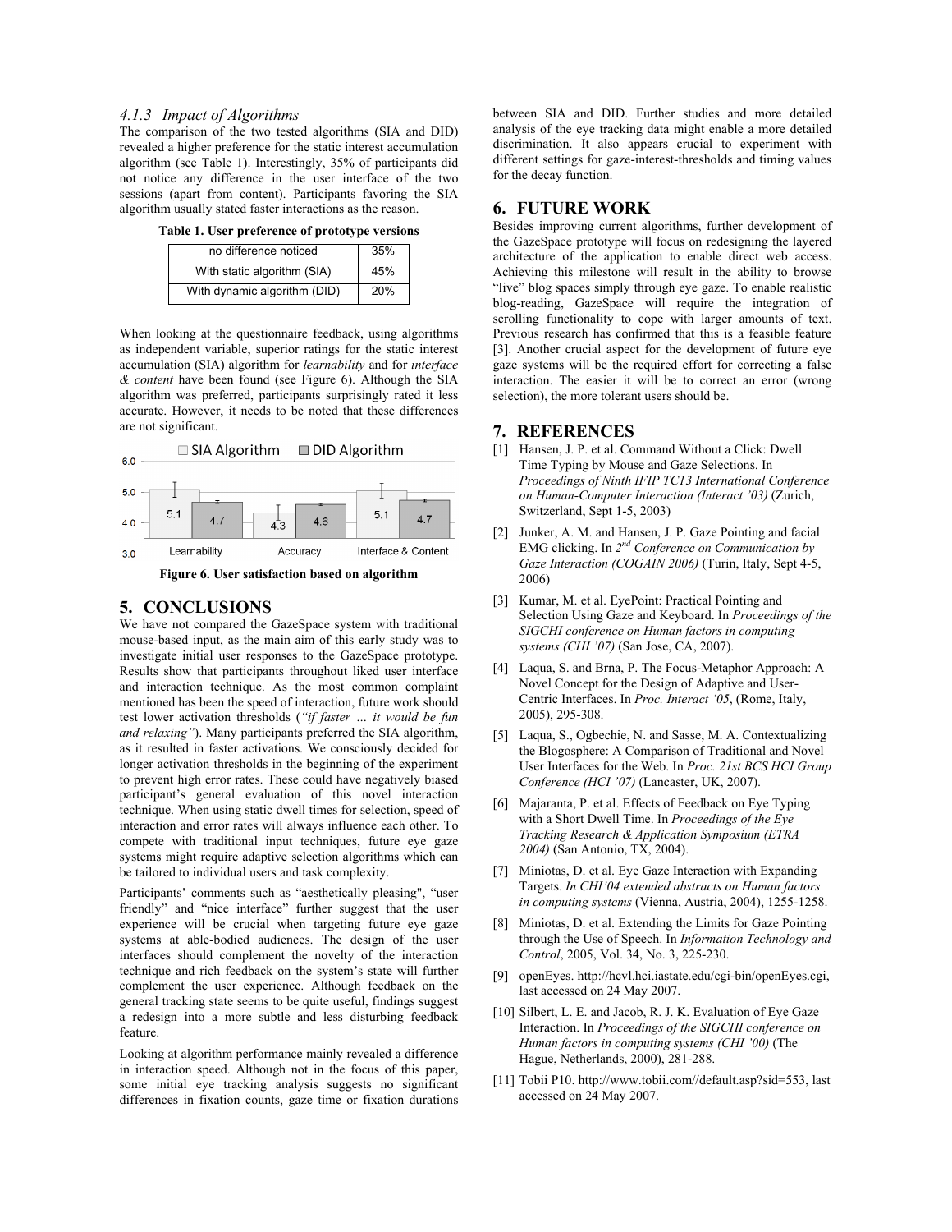#### 4.1.3 Impact of Algorithms

The comparison of the two tested algorithms (SIA and DID) revealed a higher preference for the static interest accumulation algorithm (see Table 1). Interestingly, 35% of participants did not notice any difference in the user interface of the two sessions (apart from content). Participants favoring the SIA algorithm usually stated faster interactions as the reason.

**Table 1. User preference of prototype versions**

| | |
|---|---|
| no difference noticed | 35% |
| With static algorithm (SIA) | 45% |
| With dynamic algorithm (DID) | 20% |

When looking at the questionnaire feedback, using algorithms as independent variable, superior ratings for the static interest accumulation (SIA) algorithm for *learnability* and for *interface & content* have been found (see Figure 6). Although the SIA algorithm was preferred, participants surprisingly rated it less accurate. However, it needs to be noted that these differences are not significant.

SIA Algorithm DID Algorithm

6.0
5.0
4.0
3.0

5.1 4.7 4.3 4.6 5.1 4.7

Learnability Accuracy Interface & Content

**Figure 6. User satisfaction based on algorithm**

## 5. CONCLUSIONS

We have not compared the GazeSpace system with traditional mouse-based input, as the main aim of this early study was to investigate initial user responses to the GazeSpace prototype. Results show that participants throughout liked user interface and interaction technique. As the most common complaint mentioned has been the speed of interaction, future work should test lower activation thresholds (*"if faster … it would be fun and relaxing"*). Many participants preferred the SIA algorithm, as it resulted in faster activations. We consciously decided for longer activation thresholds in the beginning of the experiment to prevent high error rates. These could have negatively biased participant's general evaluation of this novel interaction technique. When using static dwell times for selection, speed of interaction and error rates will always influence each other. To compete with traditional input techniques, future eye gaze systems might require adaptive selection algorithms which can be tailored to individual users and task complexity.

Participants' comments such as "aesthetically pleasing", "user friendly" and "nice interface" further suggest that the user experience will be crucial when targeting future eye gaze systems at able-bodied audiences. The design of the user interfaces should complement the novelty of the interaction technique and rich feedback on the system's state will further complement the user experience. Although feedback on the general tracking state seems to be quite useful, findings suggest a redesign into a more subtle and less disturbing feedback feature.

Looking at algorithm performance mainly revealed a difference in interaction speed. Although not in the focus of this paper, some initial eye tracking analysis suggests no significant differences in fixation counts, gaze time or fixation durations between SIA and DID. Further studies and more detailed analysis of the eye tracking data might enable a more detailed discrimination. It also appears crucial to experiment with different settings for gaze-interest-thresholds and timing values for the decay function.

## 6. FUTURE WORK

Besides improving current algorithms, further development of the GazeSpace prototype will focus on redesigning the layered architecture of the application to enable direct web access. Achieving this milestone will result in the ability to browse "live" blog spaces simply through eye gaze. To enable realistic blog-reading, GazeSpace will require the integration of scrolling functionality to cope with larger amounts of text. Previous research has confirmed that this is a feasible feature [3]. Another crucial aspect for the development of future eye gaze systems will be the required effort for correcting a false interaction. The easier it will be to correct an error (wrong selection), the more tolerant users should be.

## 7. REFERENCES

[1] Hansen, J. P. et al. Command Without a Click: Dwell Time Typing by Mouse and Gaze Selections. In *Proceedings of Ninth IFIP TC13 International Conference on Human-Computer Interaction (Interact '03)* (Zurich, Switzerland, Sept 1-5, 2003)

[2] Junker, A. M. and Hansen, J. P. Gaze Pointing and facial EMG clicking. In *2nd Conference on Communication by Gaze Interaction (COGAIN 2006)* (Turin, Italy, Sept 4-5, 2006)

[3] Kumar, M. et al. EyePoint: Practical Pointing and Selection Using Gaze and Keyboard. In *Proceedings of the SIGCHI conference on Human factors in computing systems (CHI '07)* (San Jose, CA, 2007).

[4] Laqua, S. and Brna, P. The Focus-Metaphor Approach: A Novel Concept for the Design of Adaptive and User-Centric Interfaces. In *Proc. Interact '05*, (Rome, Italy, 2005), 295-308.

[5] Laqua, S., Ogbechie, N. and Sasse, M. A. Contextualizing the Blogosphere: A Comparison of Traditional and Novel User Interfaces for the Web. In *Proc. 21st BCS HCI Group Conference (HCI '07)* (Lancaster, UK, 2007).

[6] Majaranta, P. et al. Effects of Feedback on Eye Typing with a Short Dwell Time. In *Proceedings of the Eye Tracking Research & Application Symposium (ETRA 2004)* (San Antonio, TX, 2004).

[7] Miniotas, D. et al. Eye Gaze Interaction with Expanding Targets. *In CHI'04 extended abstracts on Human factors in computing systems* (Vienna, Austria, 2004), 1255-1258.

[8] Miniotas, D. et al. Extending the Limits for Gaze Pointing through the Use of Speech. In *Information Technology and Control*, 2005, Vol. 34, No. 3, 225-230.

[9] openEyes. http://hcvl.hci.iastate.edu/cgi-bin/openEyes.cgi, last accessed on 24 May 2007.

[10] Silbert, L. E. and Jacob, R. J. K. Evaluation of Eye Gaze Interaction. In *Proceedings of the SIGCHI conference on Human factors in computing systems (CHI '00)* (The Hague, Netherlands, 2000), 281-288.

[11] Tobii P10. http://www.tobii.com//default.asp?sid=553, last accessed on 24 May 2007.